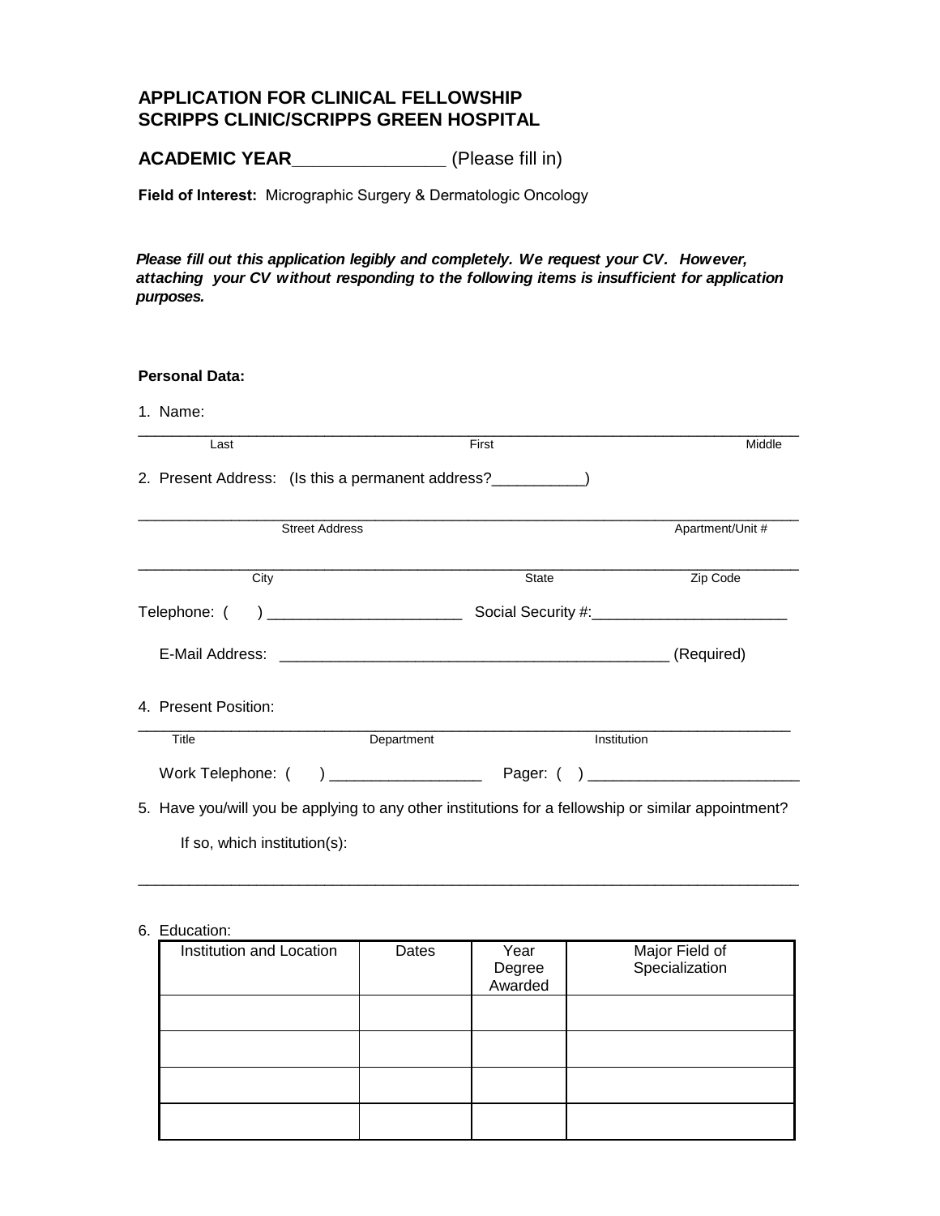# APPLICATION FOR CLINICAL FELLOWSHIP
# SCRIPPS CLINIC/SCRIPPS GREEN HOSPITAL

**ACADEMIC YEAR_______________** (Please fill in)

**Field of Interest:** Micrographic Surgery & Dermatologic Oncology

***Please fill out this application legibly and completely. We request your CV. However, attaching your CV without responding to the following items is insufficient for application purposes.***

**Personal Data:**

1. Name:

_____________________________________________________________________________
Last First Middle

2. Present Address: (Is this a permanent address?___________)

_____________________________________________________________________________
Street Address Apartment/Unit #

_____________________________________________________________________________
City State Zip Code

Telephone: ( ) _______________________ Social Security #:_______________________

E-Mail Address: _______________________________________________ (Required)

4. Present Position:

_____________________________________________________________________________
Title Department Institution

Work Telephone: ( ) _________________ Pager: ( ) ________________________

5. Have you/will you be applying to any other institutions for a fellowship or similar appointment?

If so, which institution(s):

_____________________________________________________________________________

6. Education:

| Institution and Location | Dates | Year Degree Awarded | Major Field of Specialization |
|---|---|---|---|
| | | | |
| | | | |
| | | | |
| | | | |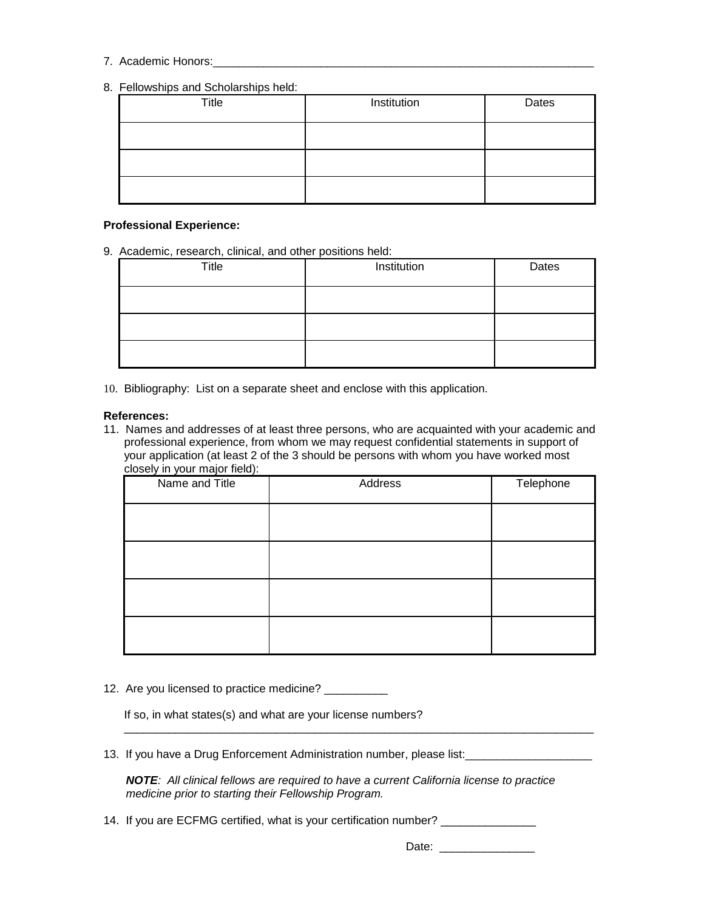7. Academic Honors:_______________________________________________________________

8. Fellowships and Scholarships held:

| Title | Institution | Dates |
|---|---|---|
| | | |
| | | |
| | | |

**Professional Experience:**

9. Academic, research, clinical, and other positions held:

| Title | Institution | Dates |
|---|---|---|
| | | |
| | | |
| | | |

10. Bibliography: List on a separate sheet and enclose with this application.

**References:**

11. Names and addresses of at least three persons, who are acquainted with your academic and professional experience, from whom we may request confidential statements in support of your application (at least 2 of the 3 should be persons with whom you have worked most closely in your major field):

| Name and Title | Address | Telephone |
|---|---|---|
| | | |
| | | |
| | | |
| | | |

12. Are you licensed to practice medicine? __________

    If so, in what states(s) and what are your license numbers?
    ______________________________________________________________________________

13. If you have a Drug Enforcement Administration number, please list:____________________

    ***NOTE**: All clinical fellows are required to have a current California license to practice medicine prior to starting their Fellowship Program.*

14. If you are ECFMG certified, what is your certification number? _______________

Date: _______________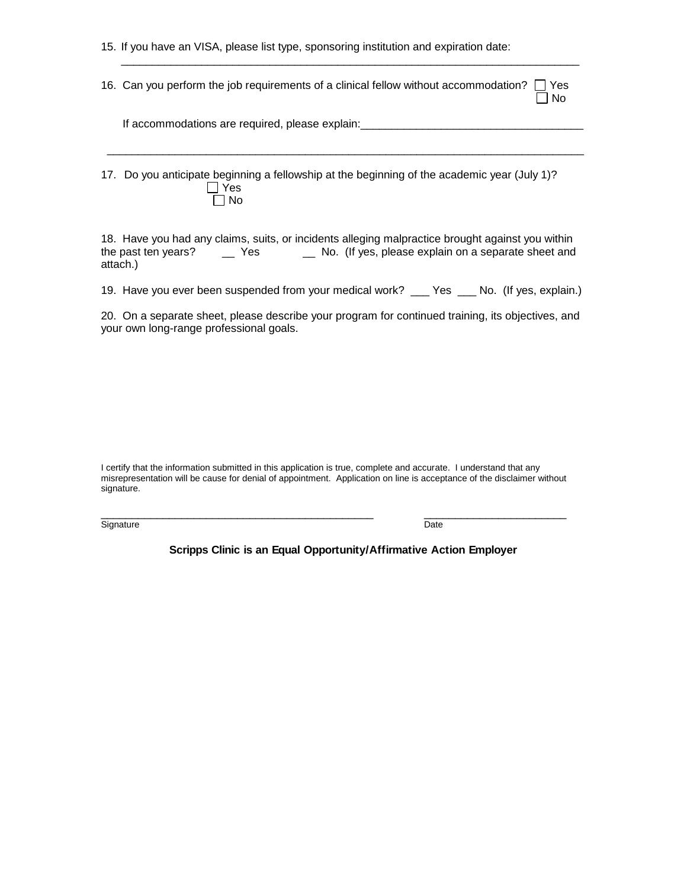15. If you have an VISA, please list type, sponsoring institution and expiration date:

_____________________________________________________________________________

16. Can you perform the job requirements of a clinical fellow without accommodation? ☐ Yes ☐ No

If accommodations are required, please explain:___________________________________

_____________________________________________________________________________

17. Do you anticipate beginning a fellowship at the beginning of the academic year (July 1)?

☐ Yes
☐ No

18. Have you had any claims, suits, or incidents alleging malpractice brought against you within the past ten years? __ Yes __ No. (If yes, please explain on a separate sheet and attach.)

19. Have you ever been suspended from your medical work? ___ Yes ___ No. (If yes, explain.)

20. On a separate sheet, please describe your program for continued training, its objectives, and your own long-range professional goals.

I certify that the information submitted in this application is true, complete and accurate. I understand that any misrepresentation will be cause for denial of appointment. Application on line is acceptance of the disclaimer without signature.

_______________________________________________ ________________________
Signature Date

**Scripps Clinic is an Equal Opportunity/Affirmative Action Employer**